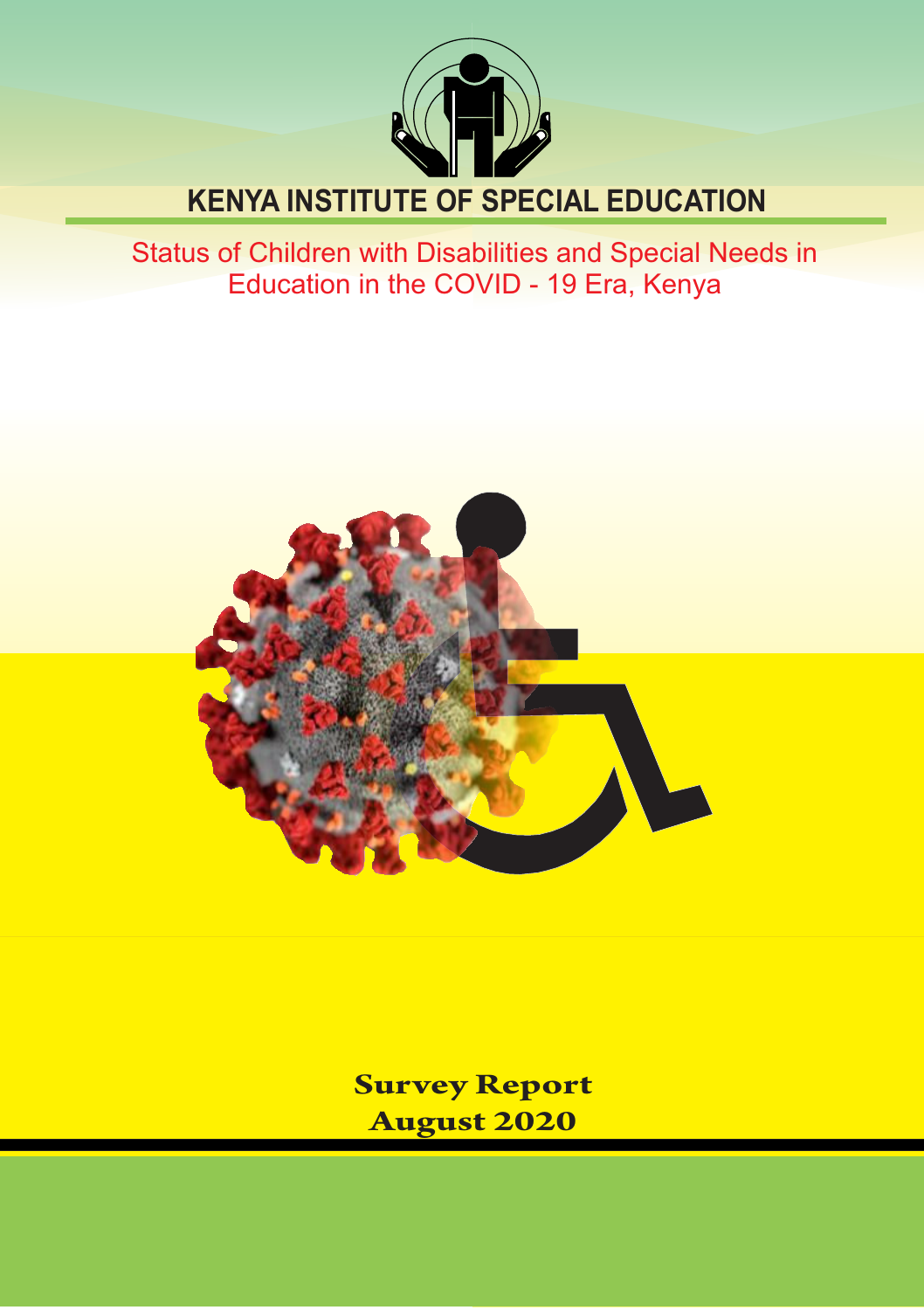# KENYA INSTITUTE OF SPECIAL EDUCATION

## Status of Children with Disabilities and Special Needs in Education in the COVID - 19 Era, Kenya

**Survey Report**
**August 2020**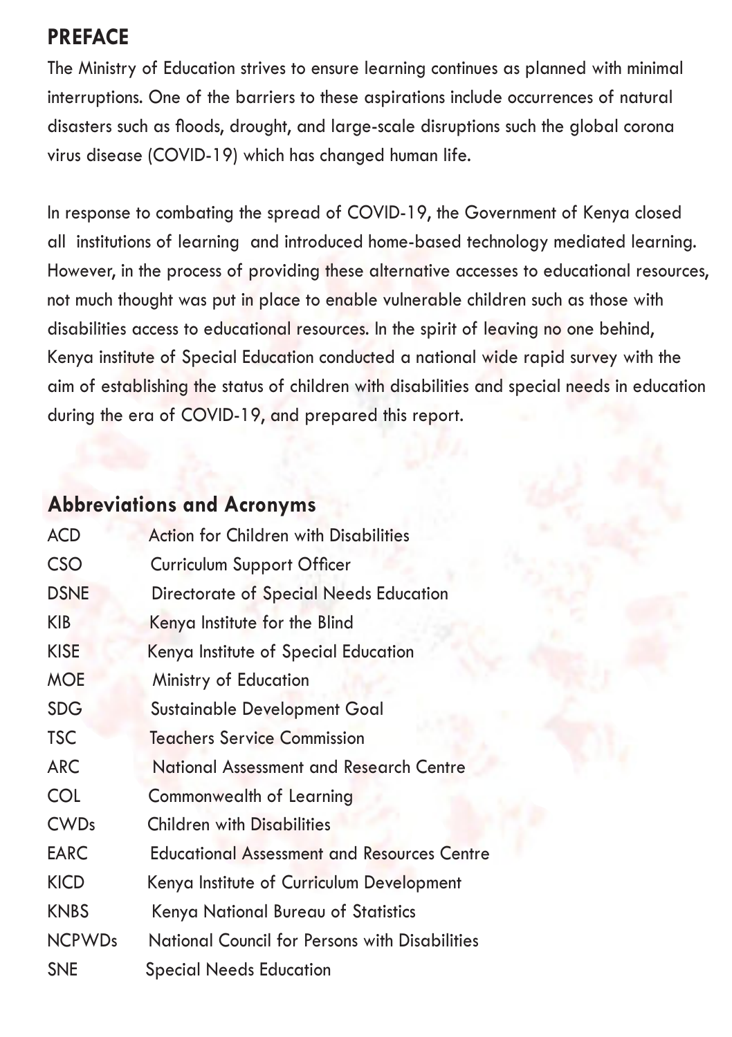## PREFACE

The Ministry of Education strives to ensure learning continues as planned with minimal interruptions. One of the barriers to these aspirations include occurrences of natural disasters such as floods, drought, and large-scale disruptions such the global corona virus disease (COVID-19) which has changed human life.

In response to combating the spread of COVID-19, the Government of Kenya closed all institutions of learning and introduced home-based technology mediated learning. However, in the process of providing these alternative accesses to educational resources, not much thought was put in place to enable vulnerable children such as those with disabilities access to educational resources. In the spirit of leaving no one behind, Kenya institute of Special Education conducted a national wide rapid survey with the aim of establishing the status of children with disabilities and special needs in education during the era of COVID-19, and prepared this report.

## Abbreviations and Acronyms

| | |
|---|---|
| ACD | Action for Children with Disabilities |
| CSO | Curriculum Support Officer |
| DSNE | Directorate of Special Needs Education |
| KIB | Kenya Institute for the Blind |
| KISE | Kenya Institute of Special Education |
| MOE | Ministry of Education |
| SDG | Sustainable Development Goal |
| TSC | Teachers Service Commission |
| ARC | National Assessment and Research Centre |
| COL | Commonwealth of Learning |
| CWDs | Children with Disabilities |
| EARC | Educational Assessment and Resources Centre |
| KICD | Kenya Institute of Curriculum Development |
| KNBS | Kenya National Bureau of Statistics |
| NCPWDs | National Council for Persons with Disabilities |
| SNE | Special Needs Education |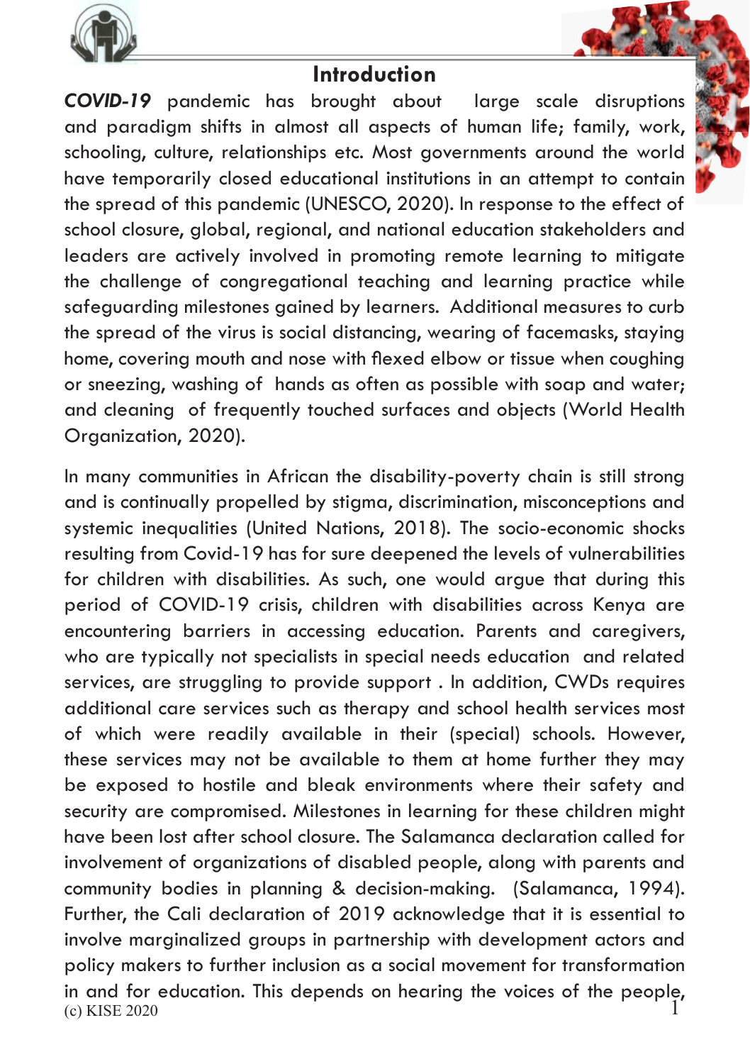## Introduction

***COVID-19*** pandemic has brought about large scale disruptions and paradigm shifts in almost all aspects of human life; family, work, schooling, culture, relationships etc. Most governments around the world have temporarily closed educational institutions in an attempt to contain the spread of this pandemic (UNESCO, 2020). In response to the effect of school closure, global, regional, and national education stakeholders and leaders are actively involved in promoting remote learning to mitigate the challenge of congregational teaching and learning practice while safeguarding milestones gained by learners. Additional measures to curb the spread of the virus is social distancing, wearing of facemasks, staying home, covering mouth and nose with flexed elbow or tissue when coughing or sneezing, washing of hands as often as possible with soap and water; and cleaning of frequently touched surfaces and objects (World Health Organization, 2020).

In many communities in African the disability-poverty chain is still strong and is continually propelled by stigma, discrimination, misconceptions and systemic inequalities (United Nations, 2018). The socio-economic shocks resulting from Covid-19 has for sure deepened the levels of vulnerabilities for children with disabilities. As such, one would argue that during this period of COVID-19 crisis, children with disabilities across Kenya are encountering barriers in accessing education. Parents and caregivers, who are typically not specialists in special needs education and related services, are struggling to provide support . In addition, CWDs requires additional care services such as therapy and school health services most of which were readily available in their (special) schools. However, these services may not be available to them at home further they may be exposed to hostile and bleak environments where their safety and security are compromised. Milestones in learning for these children might have been lost after school closure. The Salamanca declaration called for involvement of organizations of disabled people, along with parents and community bodies in planning & decision-making. (Salamanca, 1994). Further, the Cali declaration of 2019 acknowledge that it is essential to involve marginalized groups in partnership with development actors and policy makers to further inclusion as a social movement for transformation in and for education. This depends on hearing the voices of the people,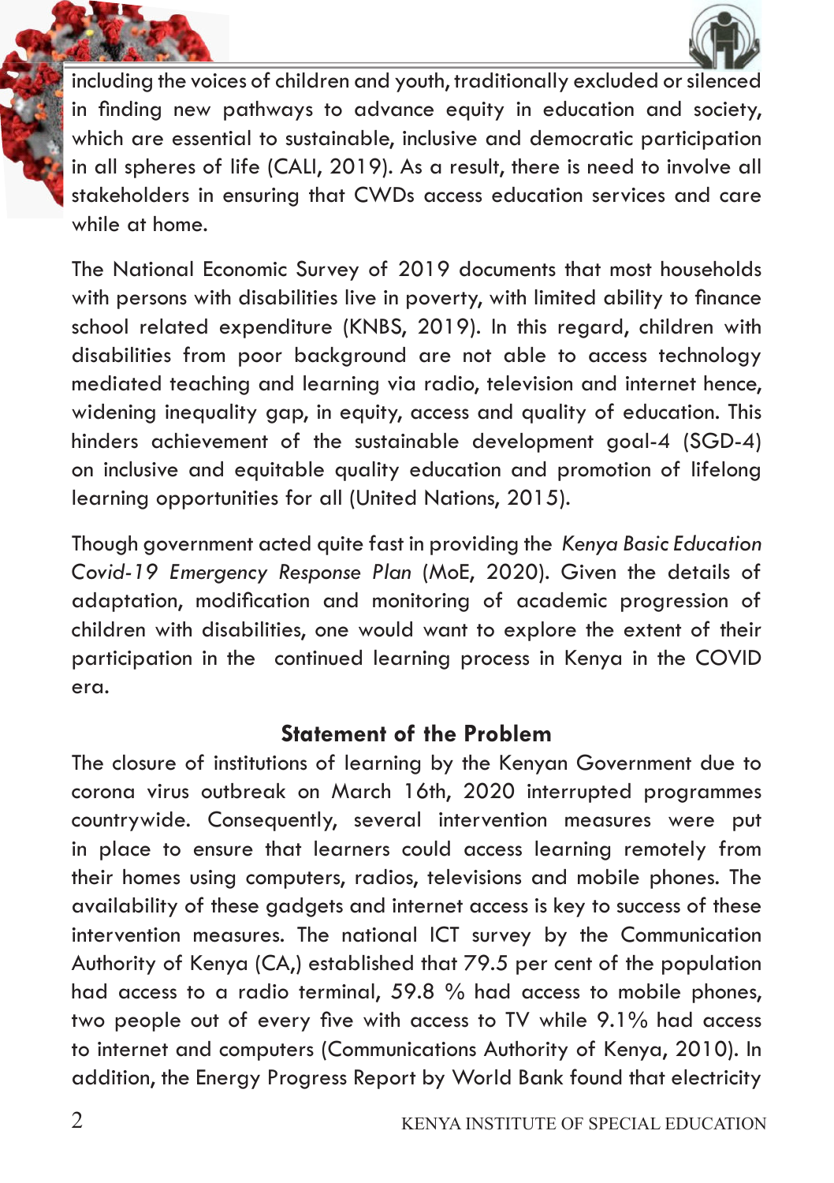including the voices of children and youth, traditionally excluded or silenced in finding new pathways to advance equity in education and society, which are essential to sustainable, inclusive and democratic participation in all spheres of life (CALI, 2019). As a result, there is need to involve all stakeholders in ensuring that CWDs access education services and care while at home.

The National Economic Survey of 2019 documents that most households with persons with disabilities live in poverty, with limited ability to finance school related expenditure (KNBS, 2019). In this regard, children with disabilities from poor background are not able to access technology mediated teaching and learning via radio, television and internet hence, widening inequality gap, in equity, access and quality of education. This hinders achievement of the sustainable development goal-4 (SGD-4) on inclusive and equitable quality education and promotion of lifelong learning opportunities for all (United Nations, 2015).

Though government acted quite fast in providing the *Kenya Basic Education Covid-19 Emergency Response Plan* (MoE, 2020). Given the details of adaptation, modification and monitoring of academic progression of children with disabilities, one would want to explore the extent of their participation in the continued learning process in Kenya in the COVID era.

## Statement of the Problem

The closure of institutions of learning by the Kenyan Government due to corona virus outbreak on March 16th, 2020 interrupted programmes countrywide. Consequently, several intervention measures were put in place to ensure that learners could access learning remotely from their homes using computers, radios, televisions and mobile phones. The availability of these gadgets and internet access is key to success of these intervention measures. The national ICT survey by the Communication Authority of Kenya (CA,) established that 79.5 per cent of the population had access to a radio terminal, 59.8 % had access to mobile phones, two people out of every five with access to TV while 9.1% had access to internet and computers (Communications Authority of Kenya, 2010). In addition, the Energy Progress Report by World Bank found that electricity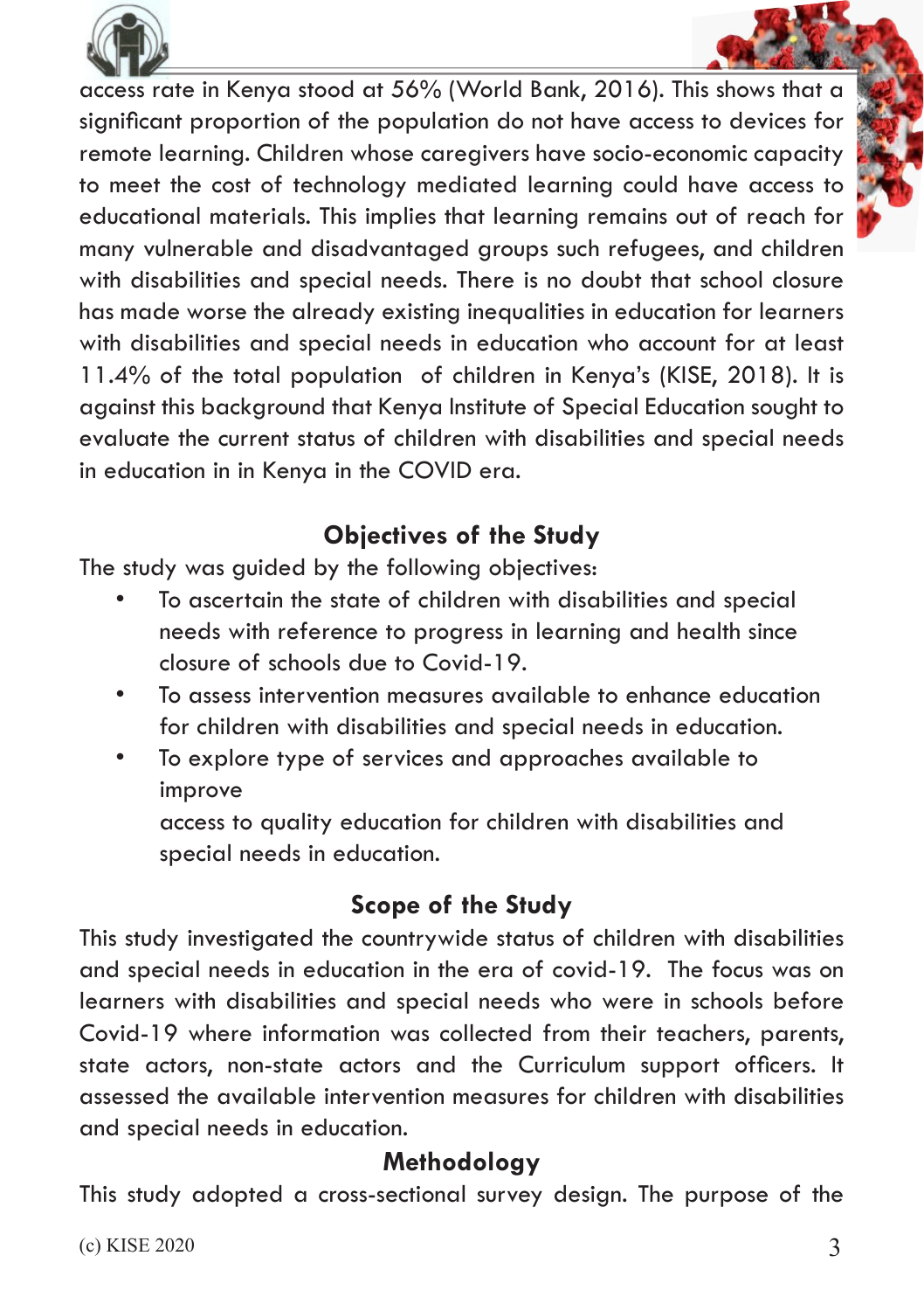access rate in Kenya stood at 56% (World Bank, 2016). This shows that a significant proportion of the population do not have access to devices for remote learning. Children whose caregivers have socio-economic capacity to meet the cost of technology mediated learning could have access to educational materials. This implies that learning remains out of reach for many vulnerable and disadvantaged groups such refugees, and children with disabilities and special needs. There is no doubt that school closure has made worse the already existing inequalities in education for learners with disabilities and special needs in education who account for at least 11.4% of the total population of children in Kenya's (KISE, 2018). It is against this background that Kenya Institute of Special Education sought to evaluate the current status of children with disabilities and special needs in education in in Kenya in the COVID era.

## Objectives of the Study

The study was guided by the following objectives:

- To ascertain the state of children with disabilities and special needs with reference to progress in learning and health since closure of schools due to Covid-19.
- To assess intervention measures available to enhance education for children with disabilities and special needs in education.
- To explore type of services and approaches available to improve
  access to quality education for children with disabilities and special needs in education.

## Scope of the Study

This study investigated the countrywide status of children with disabilities and special needs in education in the era of covid-19. The focus was on learners with disabilities and special needs who were in schools before Covid-19 where information was collected from their teachers, parents, state actors, non-state actors and the Curriculum support officers. It assessed the available intervention measures for children with disabilities and special needs in education.

## Methodology

This study adopted a cross-sectional survey design. The purpose of the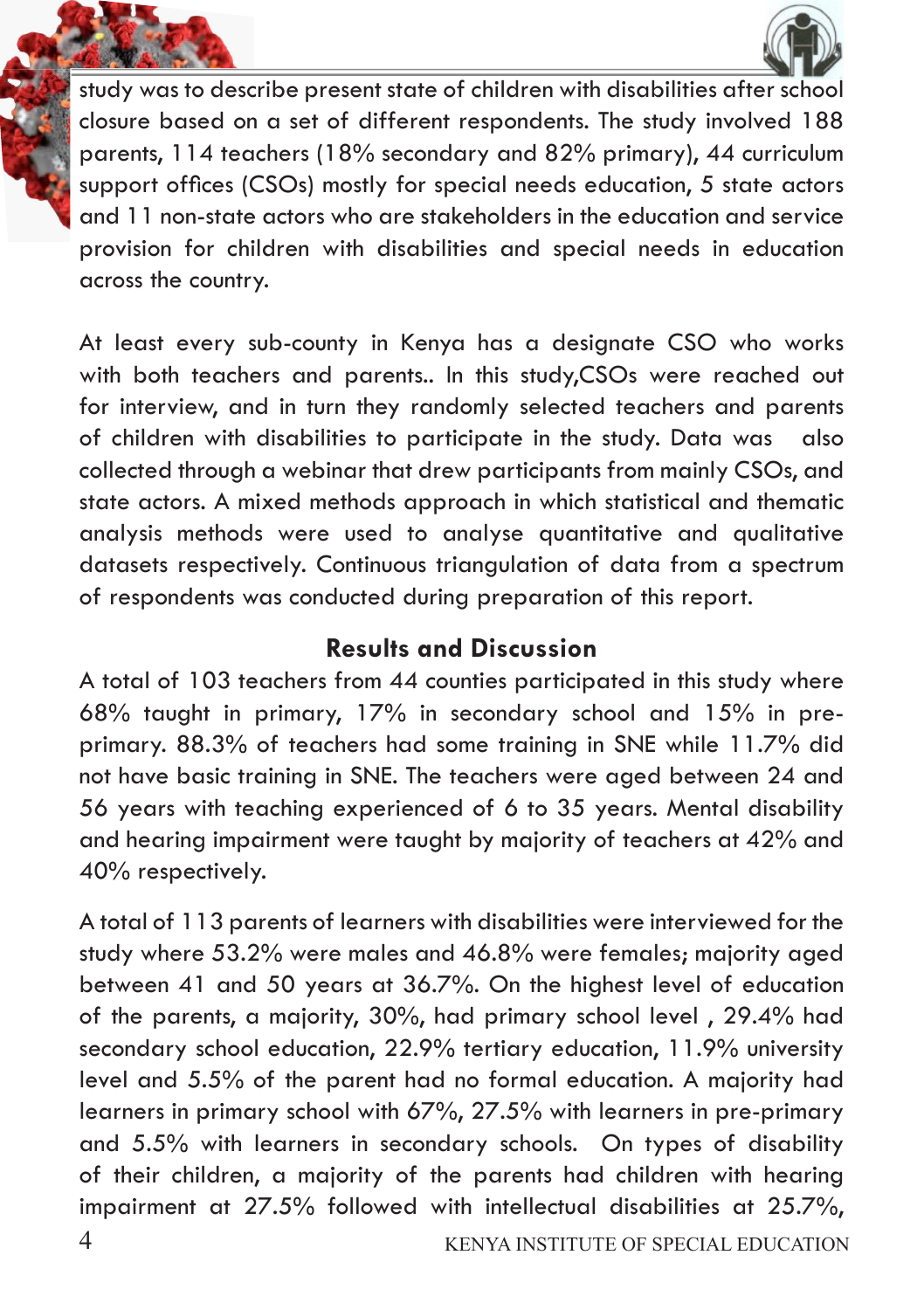study was to describe present state of children with disabilities after school closure based on a set of different respondents. The study involved 188 parents, 114 teachers (18% secondary and 82% primary), 44 curriculum support offices (CSOs) mostly for special needs education, 5 state actors and 11 non-state actors who are stakeholders in the education and service provision for children with disabilities and special needs in education across the country.

At least every sub-county in Kenya has a designate CSO who works with both teachers and parents.. In this study,CSOs were reached out for interview, and in turn they randomly selected teachers and parents of children with disabilities to participate in the study. Data was also collected through a webinar that drew participants from mainly CSOs, and state actors. A mixed methods approach in which statistical and thematic analysis methods were used to analyse quantitative and qualitative datasets respectively. Continuous triangulation of data from a spectrum of respondents was conducted during preparation of this report.

## Results and Discussion

A total of 103 teachers from 44 counties participated in this study where 68% taught in primary, 17% in secondary school and 15% in pre-primary. 88.3% of teachers had some training in SNE while 11.7% did not have basic training in SNE. The teachers were aged between 24 and 56 years with teaching experienced of 6 to 35 years. Mental disability and hearing impairment were taught by majority of teachers at 42% and 40% respectively.

A total of 113 parents of learners with disabilities were interviewed for the study where 53.2% were males and 46.8% were females; majority aged between 41 and 50 years at 36.7%. On the highest level of education of the parents, a majority, 30%, had primary school level , 29.4% had secondary school education, 22.9% tertiary education, 11.9% university level and 5.5% of the parent had no formal education. A majority had learners in primary school with 67%, 27.5% with learners in pre-primary and 5.5% with learners in secondary schools. On types of disability of their children, a majority of the parents had children with hearing impairment at 27.5% followed with intellectual disabilities at 25.7%,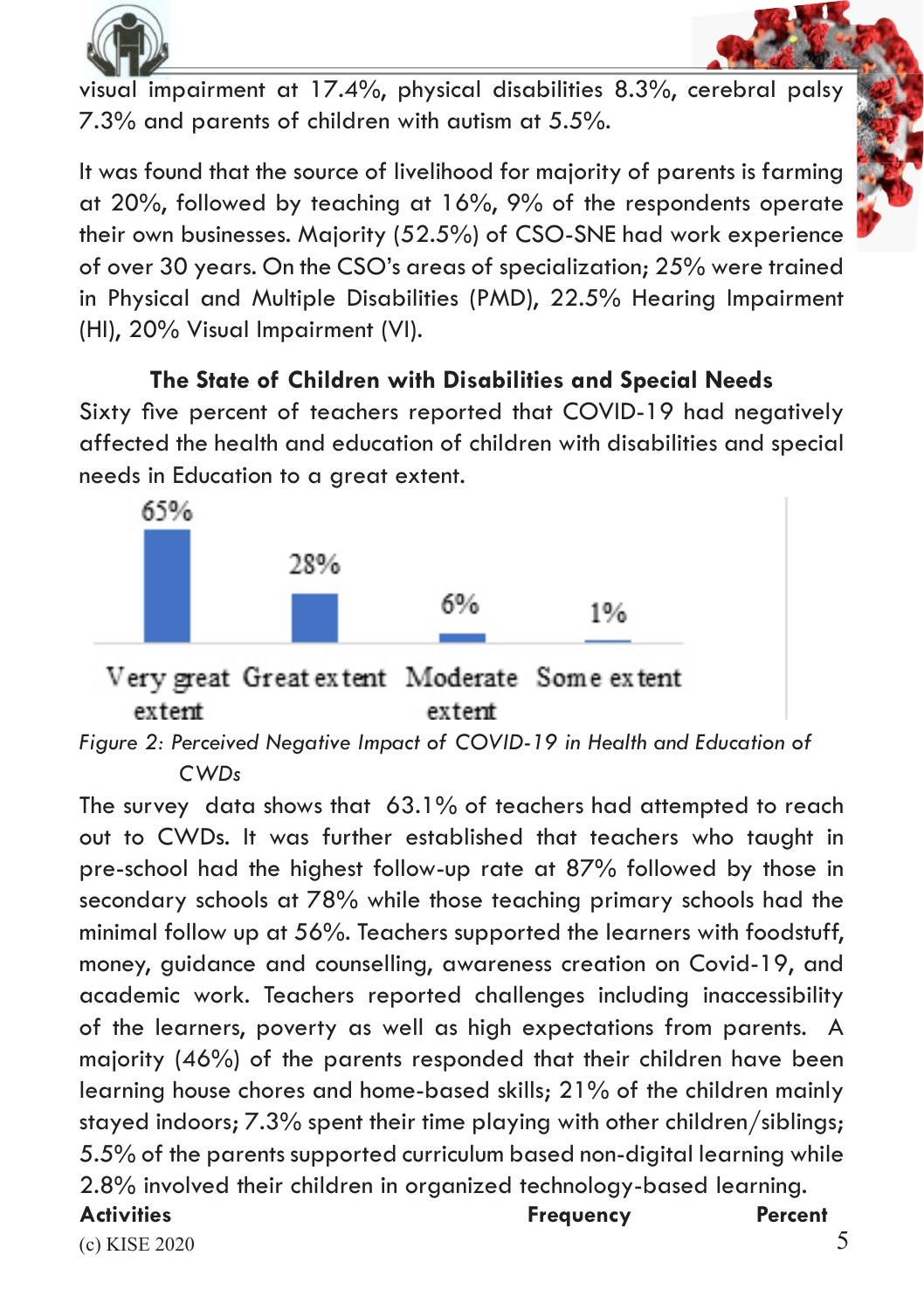visual impairment at 17.4%, physical disabilities 8.3%, cerebral palsy 7.3% and parents of children with autism at 5.5%.

It was found that the source of livelihood for majority of parents is farming at 20%, followed by teaching at 16%, 9% of the respondents operate their own businesses. Majority (52.5%) of CSO-SNE had work experience of over 30 years. On the CSO's areas of specialization; 25% were trained in Physical and Multiple Disabilities (PMD), 22.5% Hearing Impairment (HI), 20% Visual Impairment (VI).

**The State of Children with Disabilities and Special Needs**

Sixty five percent of teachers reported that COVID-19 had negatively affected the health and education of children with disabilities and special needs in Education to a great extent.

| Very great extent | Great extent | Moderate extent | Some extent |
|---|---|---|---|
| 65% | 28% | 6% | 1% |

*Figure 2: Perceived Negative Impact of COVID-19 in Health and Education of CWDs*

The survey data shows that 63.1% of teachers had attempted to reach out to CWDs. It was further established that teachers who taught in pre-school had the highest follow-up rate at 87% followed by those in secondary schools at 78% while those teaching primary schools had the minimal follow up at 56%. Teachers supported the learners with foodstuff, money, guidance and counselling, awareness creation on Covid-19, and academic work. Teachers reported challenges including inaccessibility of the learners, poverty as well as high expectations from parents. A majority (46%) of the parents responded that their children have been learning house chores and home-based skills; 21% of the children mainly stayed indoors; 7.3% spent their time playing with other children/siblings; 5.5% of the parents supported curriculum based non-digital learning while 2.8% involved their children in organized technology-based learning.

| Activities | Frequency | Percent |
|---|---|---|

(c) KISE 2020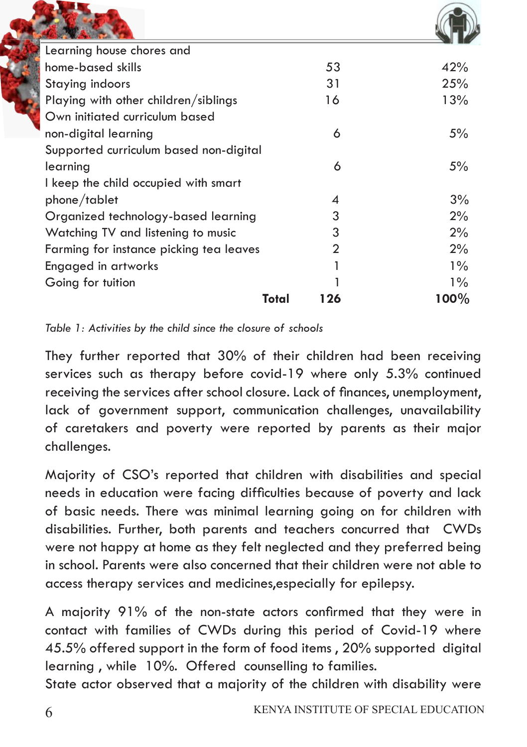| Activity | Frequency | Percentage |
|---|---|---|
| Learning house chores and home-based skills | 53 | 42% |
| Staying indoors | 31 | 25% |
| Playing with other children/siblings | 16 | 13% |
| Own initiated curriculum based non-digital learning | 6 | 5% |
| Supported curriculum based non-digital learning | 6 | 5% |
| I keep the child occupied with smart phone/tablet | 4 | 3% |
| Organized technology-based learning | 3 | 2% |
| Watching TV and listening to music | 3 | 2% |
| Farming for instance picking tea leaves | 2 | 2% |
| Engaged in artworks | 1 | 1% |
| Going for tuition | 1 | 1% |
| **Total** | **126** | **100%** |

*Table 1: Activities by the child since the closure of schools*

They further reported that 30% of their children had been receiving services such as therapy before covid-19 where only 5.3% continued receiving the services after school closure. Lack of finances, unemployment, lack of government support, communication challenges, unavailability of caretakers and poverty were reported by parents as their major challenges.

Majority of CSO's reported that children with disabilities and special needs in education were facing difficulties because of poverty and lack of basic needs. There was minimal learning going on for children with disabilities. Further, both parents and teachers concurred that CWDs were not happy at home as they felt neglected and they preferred being in school. Parents were also concerned that their children were not able to access therapy services and medicines,especially for epilepsy.

A majority 91% of the non-state actors confirmed that they were in contact with families of CWDs during this period of Covid-19 where 45.5% offered support in the form of food items , 20% supported digital learning , while 10%. Offered counselling to families.

State actor observed that a majority of the children with disability were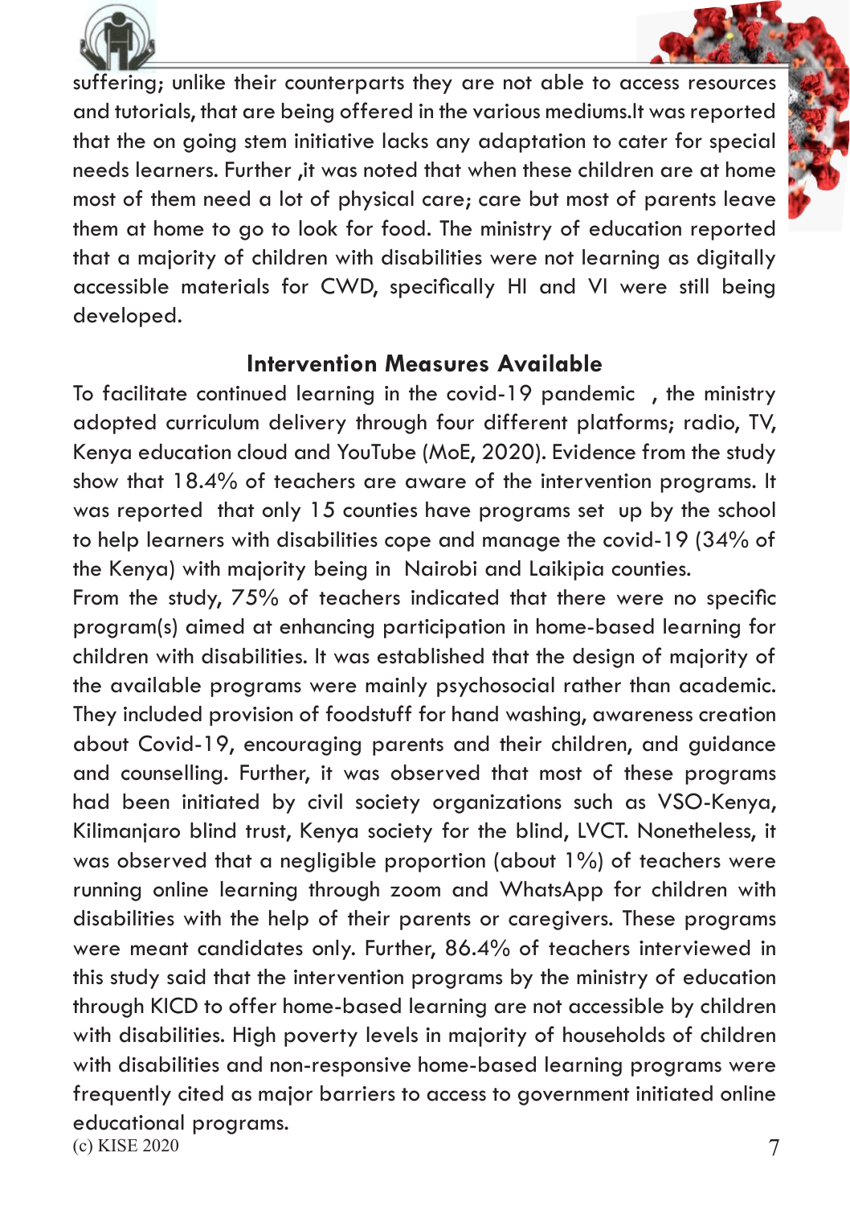suffering; unlike their counterparts they are not able to access resources and tutorials, that are being offered in the various mediums.It was reported that the on going stem initiative lacks any adaptation to cater for special needs learners. Further ,it was noted that when these children are at home most of them need a lot of physical care; care but most of parents leave them at home to go to look for food. The ministry of education reported that a majority of children with disabilities were not learning as digitally accessible materials for CWD, specifically HI and VI were still being developed.

## Intervention Measures Available

To facilitate continued learning in the covid-19 pandemic , the ministry adopted curriculum delivery through four different platforms; radio, TV, Kenya education cloud and YouTube (MoE, 2020). Evidence from the study show that 18.4% of teachers are aware of the intervention programs. It was reported that only 15 counties have programs set up by the school to help learners with disabilities cope and manage the covid-19 (34% of the Kenya) with majority being in Nairobi and Laikipia counties.

From the study, 75% of teachers indicated that there were no specific program(s) aimed at enhancing participation in home-based learning for children with disabilities. It was established that the design of majority of the available programs were mainly psychosocial rather than academic. They included provision of foodstuff for hand washing, awareness creation about Covid-19, encouraging parents and their children, and guidance and counselling. Further, it was observed that most of these programs had been initiated by civil society organizations such as VSO-Kenya, Kilimanjaro blind trust, Kenya society for the blind, LVCT. Nonetheless, it was observed that a negligible proportion (about 1%) of teachers were running online learning through zoom and WhatsApp for children with disabilities with the help of their parents or caregivers. These programs were meant candidates only. Further, 86.4% of teachers interviewed in this study said that the intervention programs by the ministry of education through KICD to offer home-based learning are not accessible by children with disabilities. High poverty levels in majority of households of children with disabilities and non-responsive home-based learning programs were frequently cited as major barriers to access to government initiated online educational programs.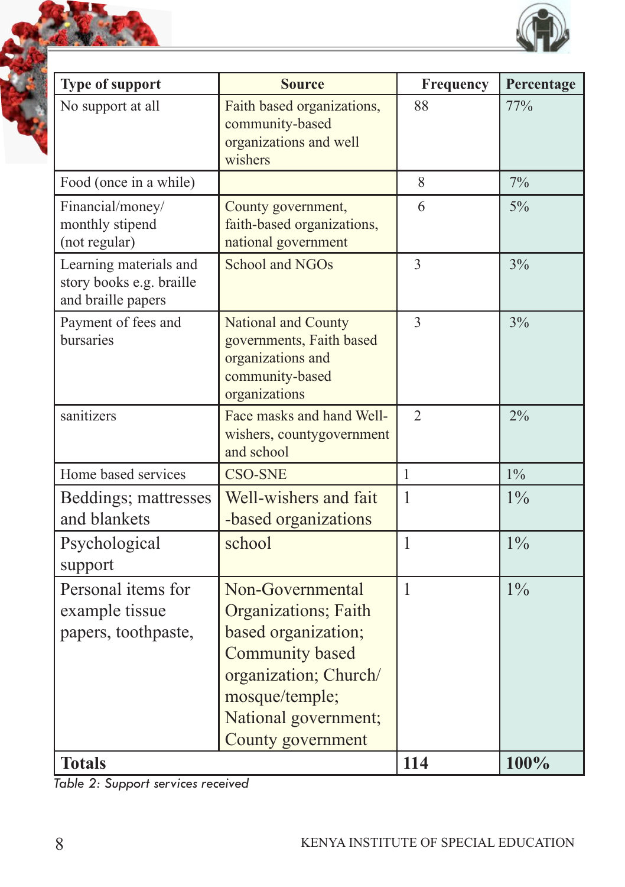| Type of support | Source | Frequency | Percentage |
|---|---|---|---|
| No support at all | Faith based organizations, community-based organizations and well wishers | 88 | 77% |
| Food (once in a while) | | 8 | 7% |
| Financial/money/ monthly stipend (not regular) | County government, faith-based organizations, national government | 6 | 5% |
| Learning materials and story books e.g. braille and braille papers | School and NGOs | 3 | 3% |
| Payment of fees and bursaries | National and County governments, Faith based organizations and community-based organizations | 3 | 3% |
| sanitizers | Face masks and hand Well-wishers, countygovernment and school | 2 | 2% |
| Home based services | CSO-SNE | 1 | 1% |
| Beddings; mattresses and blankets | Well-wishers and fait -based organizations | 1 | 1% |
| Psychological support | school | 1 | 1% |
| Personal items for example tissue papers, toothpaste, | Non-Governmental Organizations; Faith based organization; Community based organization; Church/ mosque/temple; National government; County government | 1 | 1% |
| **Totals** | | **114** | **100%** |

*Table 2: Support services received*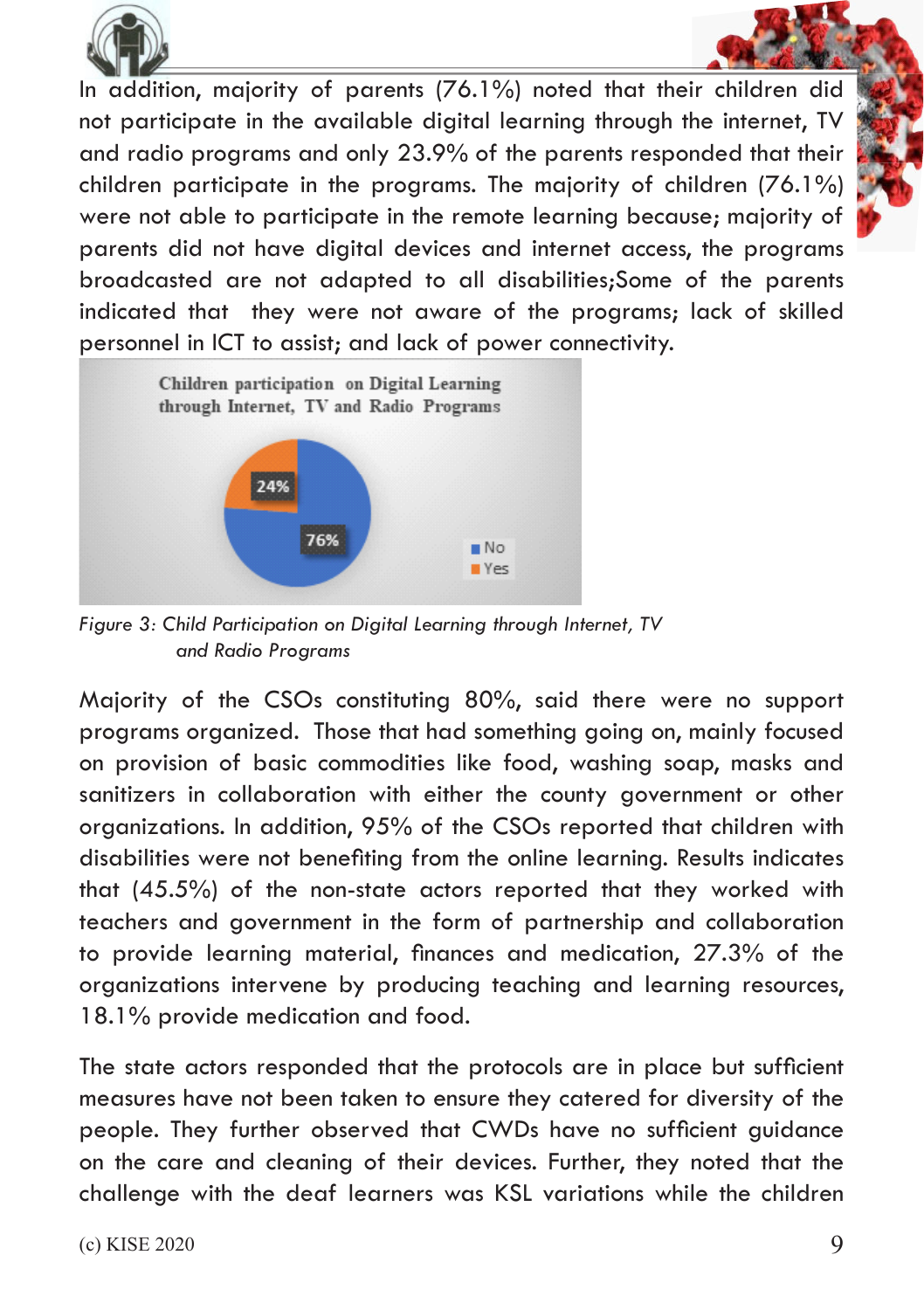In addition, majority of parents (76.1%) noted that their children did not participate in the available digital learning through the internet, TV and radio programs and only 23.9% of the parents responded that their children participate in the programs. The majority of children (76.1%) were not able to participate in the remote learning because; majority of parents did not have digital devices and internet access, the programs broadcasted are not adapted to all disabilities;Some of the parents indicated that they were not aware of the programs; lack of skilled personnel in ICT to assist; and lack of power connectivity.

*Figure 3: Child Participation on Digital Learning through Internet, TV and Radio Programs*

Majority of the CSOs constituting 80%, said there were no support programs organized. Those that had something going on, mainly focused on provision of basic commodities like food, washing soap, masks and sanitizers in collaboration with either the county government or other organizations. In addition, 95% of the CSOs reported that children with disabilities were not benefiting from the online learning. Results indicates that (45.5%) of the non-state actors reported that they worked with teachers and government in the form of partnership and collaboration to provide learning material, finances and medication, 27.3% of the organizations intervene by producing teaching and learning resources, 18.1% provide medication and food.

The state actors responded that the protocols are in place but sufficient measures have not been taken to ensure they catered for diversity of the people. They further observed that CWDs have no sufficient guidance on the care and cleaning of their devices. Further, they noted that the challenge with the deaf learners was KSL variations while the children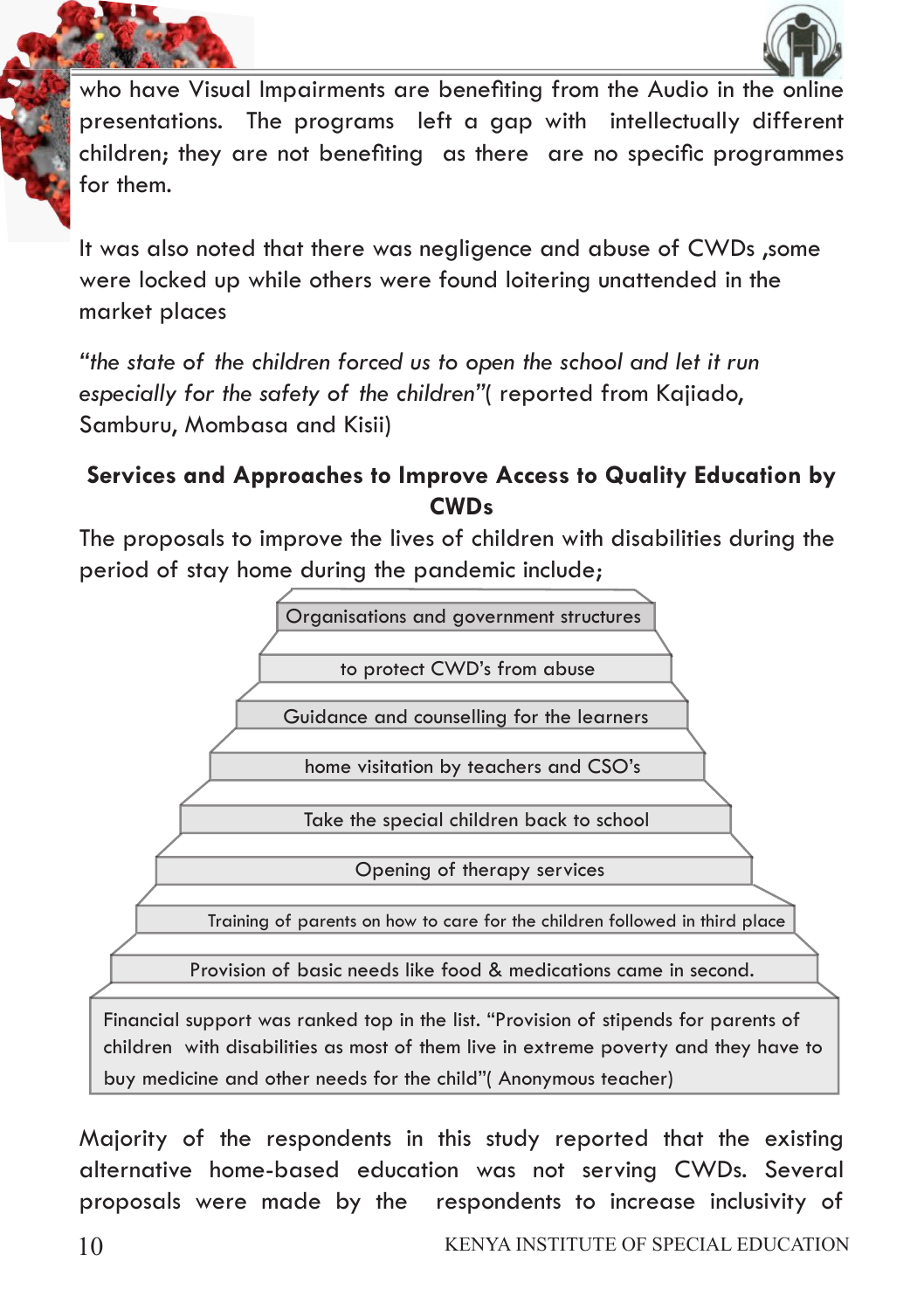who have Visual Impairments are benefiting from the Audio in the online presentations. The programs left a gap with intellectually different children; they are not benefiting as there are no specific programmes for them.

It was also noted that there was negligence and abuse of CWDs ,some were locked up while others were found loitering unattended in the market places

*"the state of the children forced us to open the school and let it run especially for the safety of the children"*( reported from Kajiado, Samburu, Mombasa and Kisii)

### Services and Approaches to Improve Access to Quality Education by CWDs

The proposals to improve the lives of children with disabilities during the period of stay home during the pandemic include;

- Organisations and government structures
- to protect CWD's from abuse
- Guidance and counselling for the learners
- home visitation by teachers and CSO's
- Take the special children back to school
- Opening of therapy services
- Training of parents on how to care for the children followed in third place
- Provision of basic needs like food & medications came in second.
- Financial support was ranked top in the list. "Provision of stipends for parents of children with disabilities as most of them live in extreme poverty and they have to buy medicine and other needs for the child"( Anonymous teacher)

Majority of the respondents in this study reported that the existing alternative home-based education was not serving CWDs. Several proposals were made by the respondents to increase inclusivity of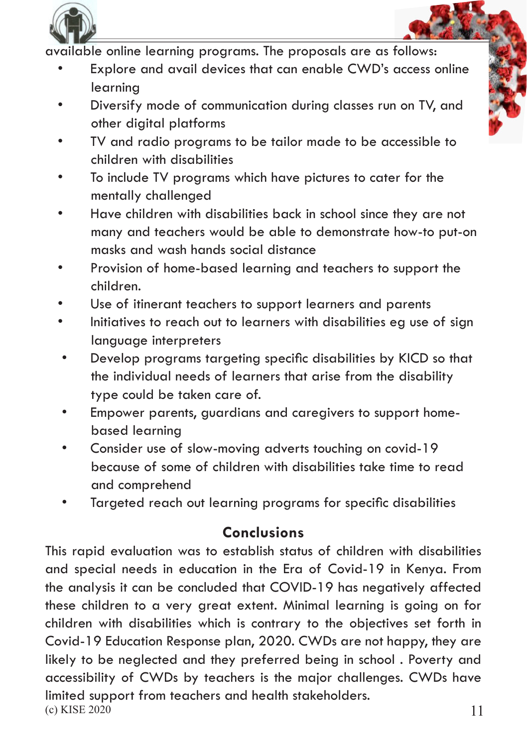available online learning programs. The proposals are as follows:

- Explore and avail devices that can enable CWD's access online learning
- Diversify mode of communication during classes run on TV, and other digital platforms
- TV and radio programs to be tailor made to be accessible to children with disabilities
- To include TV programs which have pictures to cater for the mentally challenged
- Have children with disabilities back in school since they are not many and teachers would be able to demonstrate how-to put-on masks and wash hands social distance
- Provision of home-based learning and teachers to support the children.
- Use of itinerant teachers to support learners and parents
- Initiatives to reach out to learners with disabilities eg use of sign language interpreters
- Develop programs targeting specific disabilities by KICD so that the individual needs of learners that arise from the disability type could be taken care of.
- Empower parents, guardians and caregivers to support home-based learning
- Consider use of slow-moving adverts touching on covid-19 because of some of children with disabilities take time to read and comprehend
- Targeted reach out learning programs for specific disabilities

## Conclusions

This rapid evaluation was to establish status of children with disabilities and special needs in education in the Era of Covid-19 in Kenya. From the analysis it can be concluded that COVID-19 has negatively affected these children to a very great extent. Minimal learning is going on for children with disabilities which is contrary to the objectives set forth in Covid-19 Education Response plan, 2020. CWDs are not happy, they are likely to be neglected and they preferred being in school . Poverty and accessibility of CWDs by teachers is the major challenges. CWDs have limited support from teachers and health stakeholders.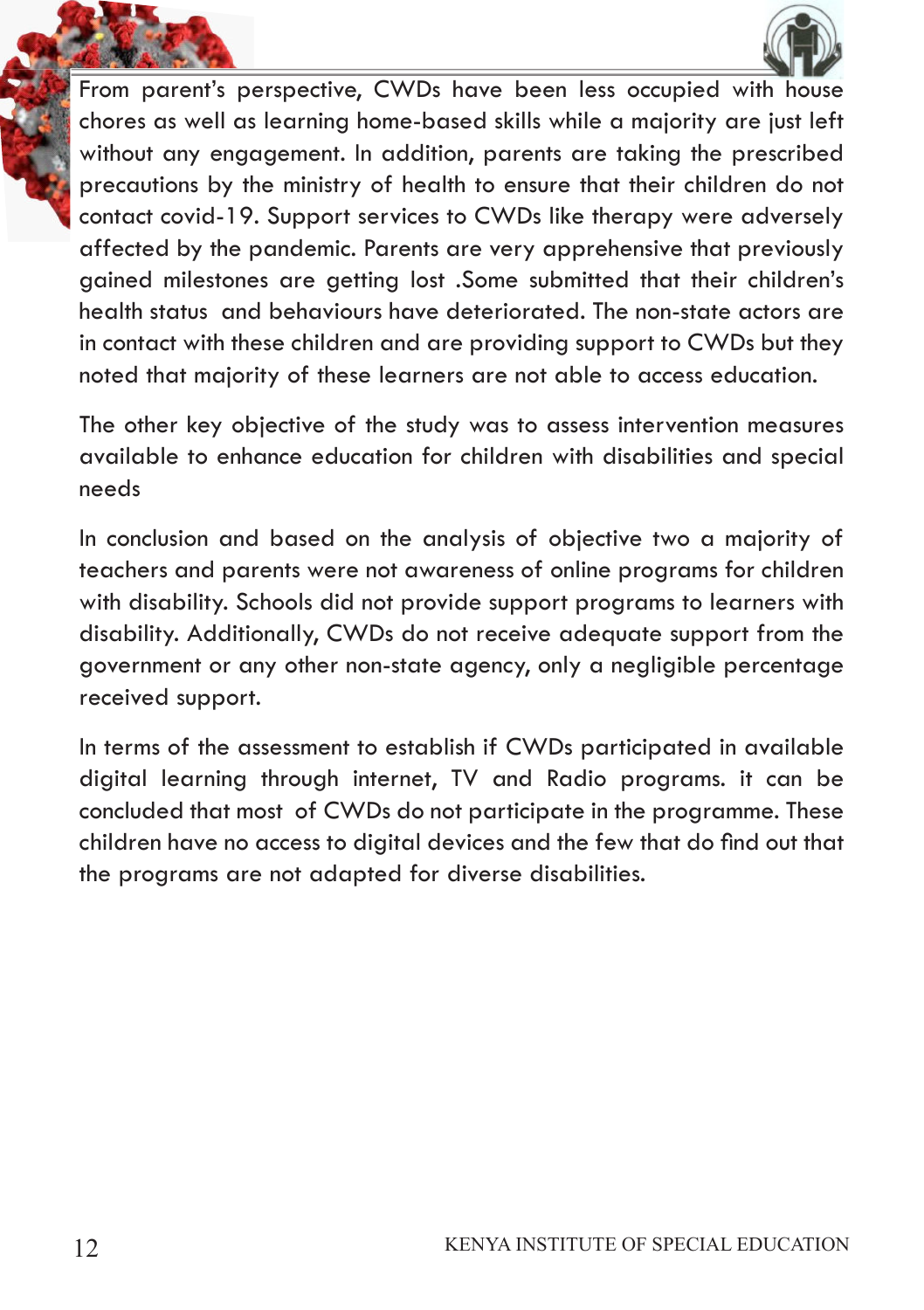From parent's perspective, CWDs have been less occupied with house chores as well as learning home-based skills while a majority are just left without any engagement. In addition, parents are taking the prescribed precautions by the ministry of health to ensure that their children do not contact covid-19. Support services to CWDs like therapy were adversely affected by the pandemic. Parents are very apprehensive that previously gained milestones are getting lost .Some submitted that their children's health status and behaviours have deteriorated. The non-state actors are in contact with these children and are providing support to CWDs but they noted that majority of these learners are not able to access education.

The other key objective of the study was to assess intervention measures available to enhance education for children with disabilities and special needs

In conclusion and based on the analysis of objective two a majority of teachers and parents were not awareness of online programs for children with disability. Schools did not provide support programs to learners with disability. Additionally, CWDs do not receive adequate support from the government or any other non-state agency, only a negligible percentage received support.

In terms of the assessment to establish if CWDs participated in available digital learning through internet, TV and Radio programs. it can be concluded that most of CWDs do not participate in the programme. These children have no access to digital devices and the few that do find out that the programs are not adapted for diverse disabilities.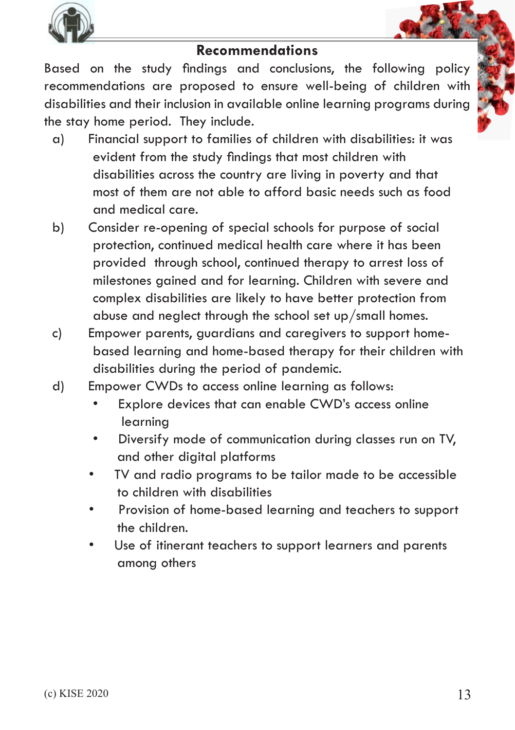## Recommendations

Based on the study findings and conclusions, the following policy recommendations are proposed to ensure well-being of children with disabilities and their inclusion in available online learning programs during the stay home period. They include.

a) Financial support to families of children with disabilities: it was evident from the study findings that most children with disabilities across the country are living in poverty and that most of them are not able to afford basic needs such as food and medical care.

b) Consider re-opening of special schools for purpose of social protection, continued medical health care where it has been provided through school, continued therapy to arrest loss of milestones gained and for learning. Children with severe and complex disabilities are likely to have better protection from abuse and neglect through the school set up/small homes.

c) Empower parents, guardians and caregivers to support home-based learning and home-based therapy for their children with disabilities during the period of pandemic.

d) Empower CWDs to access online learning as follows:
   - Explore devices that can enable CWD's access online learning
   - Diversify mode of communication during classes run on TV, and other digital platforms
   - TV and radio programs to be tailor made to be accessible to children with disabilities
   - Provision of home-based learning and teachers to support the children.
   - Use of itinerant teachers to support learners and parents among others

(c) KISE 2020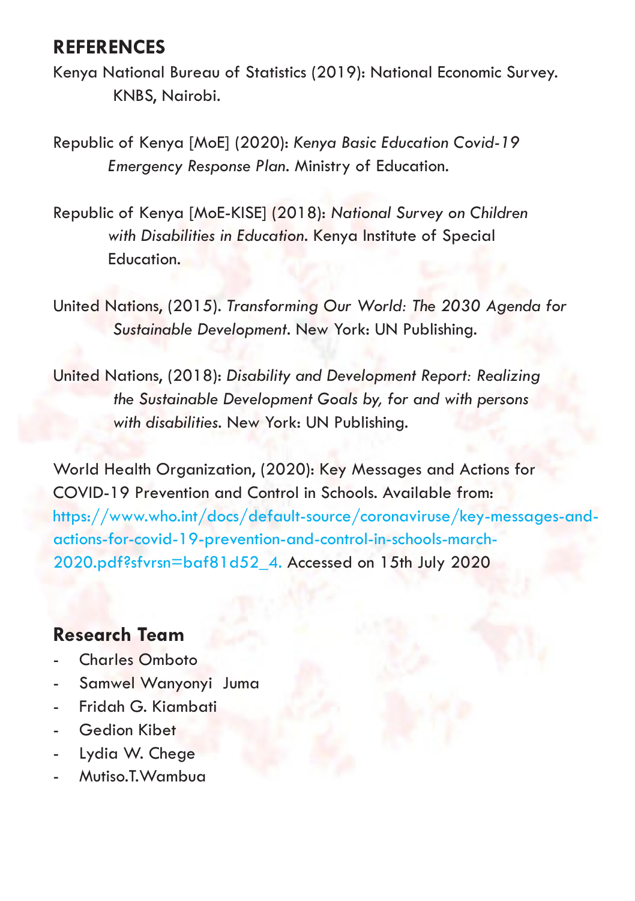## REFERENCES

Kenya National Bureau of Statistics (2019): National Economic Survey. KNBS, Nairobi.

Republic of Kenya [MoE] (2020): *Kenya Basic Education Covid-19 Emergency Response Plan*. Ministry of Education.

Republic of Kenya [MoE-KISE] (2018): *National Survey on Children with Disabilities in Education*. Kenya Institute of Special Education.

United Nations, (2015). *Transforming Our World: The 2030 Agenda for Sustainable Development*. New York: UN Publishing.

United Nations, (2018): *Disability and Development Report: Realizing the Sustainable Development Goals by, for and with persons with disabilities*. New York: UN Publishing.

World Health Organization, (2020): Key Messages and Actions for COVID-19 Prevention and Control in Schools. Available from: https://www.who.int/docs/default-source/coronaviruse/key-messages-and-actions-for-covid-19-prevention-and-control-in-schools-march-2020.pdf?sfvrsn=baf81d52_4. Accessed on 15th July 2020

## Research Team

- Charles Omboto
- Samwel Wanyonyi Juma
- Fridah G. Kiambati
- Gedion Kibet
- Lydia W. Chege
- Mutiso.T.Wambua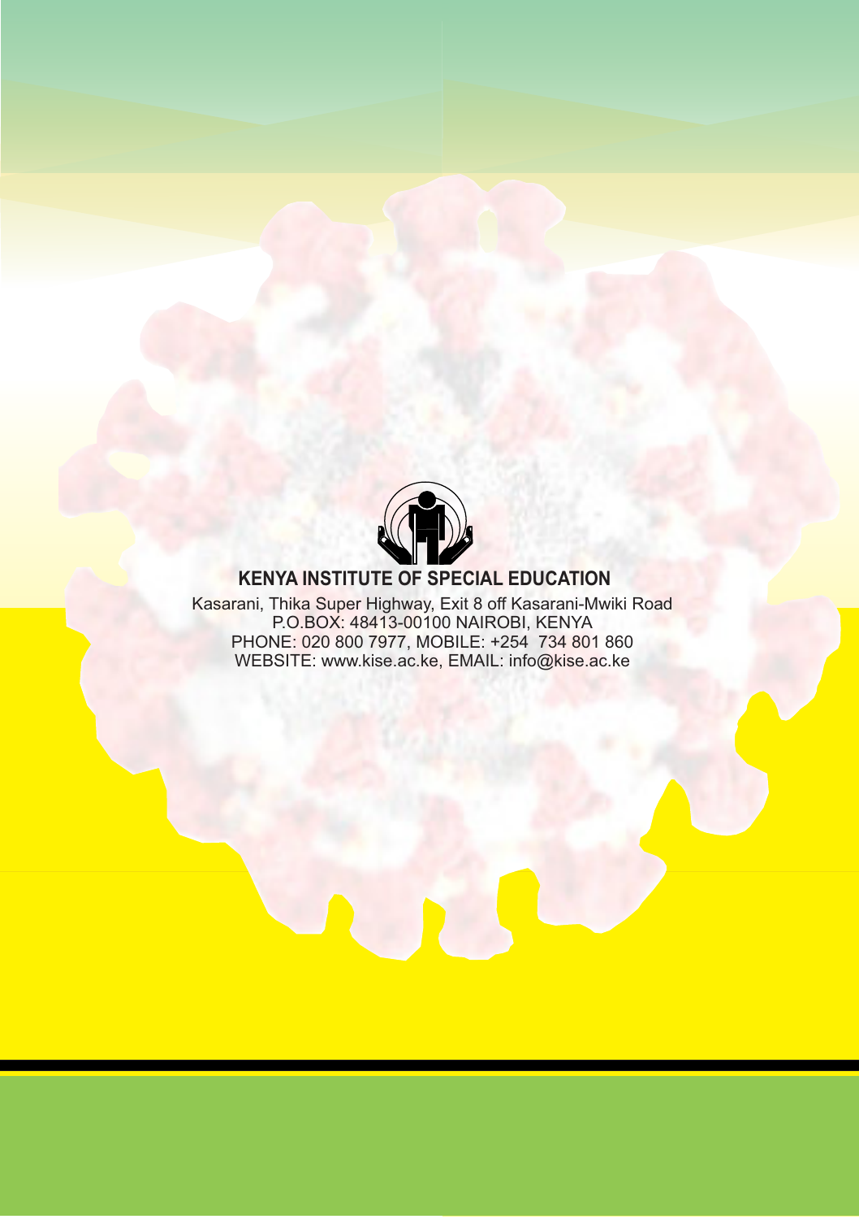**KENYA INSTITUTE OF SPECIAL EDUCATION**

Kasarani, Thika Super Highway, Exit 8 off Kasarani-Mwiki Road
P.O.BOX: 48413-00100 NAIROBI, KENYA
PHONE: 020 800 7977, MOBILE: +254 734 801 860
WEBSITE: www.kise.ac.ke, EMAIL: info@kise.ac.ke